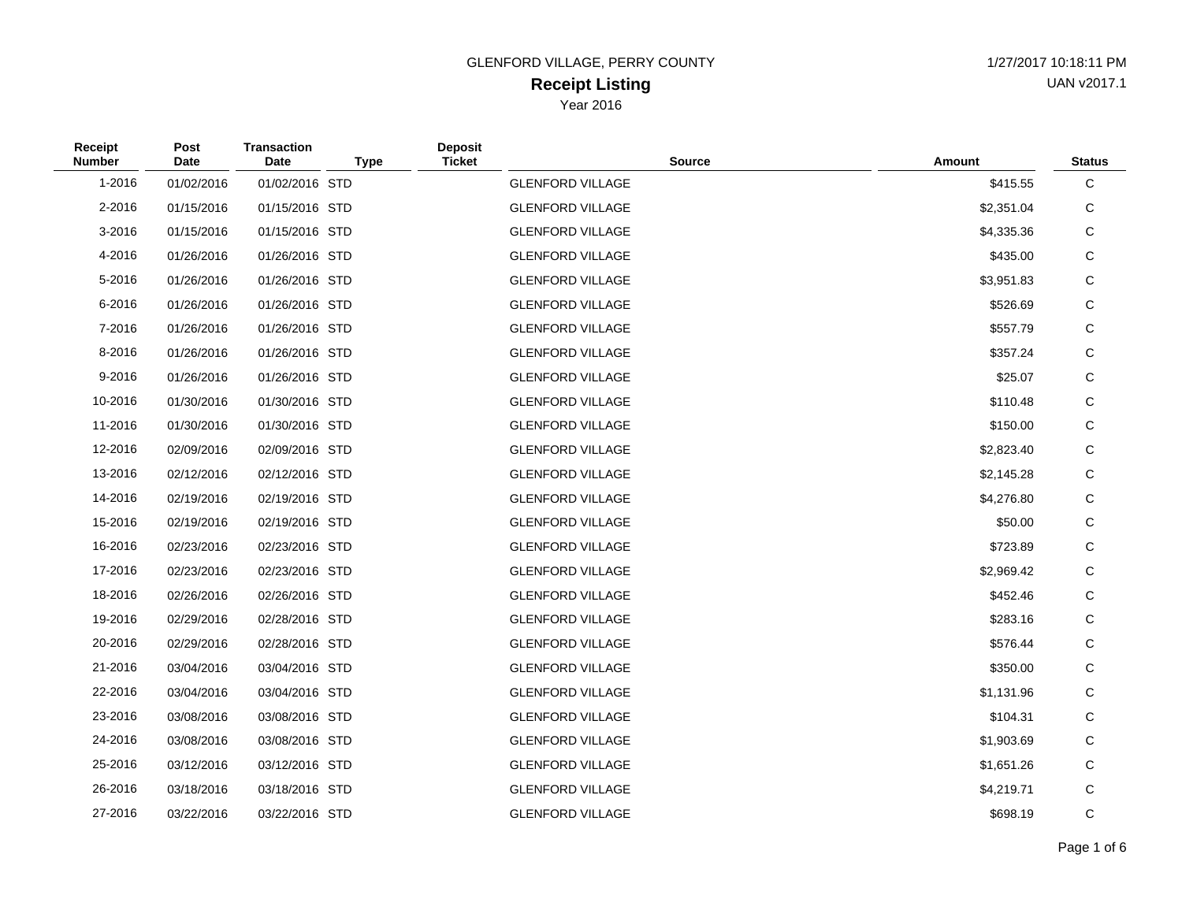GLENFORD VILLAGE, PERRY COUNTY

1/27/2017 10:18:11 PM

UAN v2017.1

# Receipt Listing

Year 2016

| Receipt Number | Post Date | Transaction Date | Type | Deposit Ticket | Source | Amount | Status |
|---|---|---|---|---|---|---|---|
| 1-2016 | 01/02/2016 | 01/02/2016 | STD | | GLENFORD VILLAGE | $415.55 | C |
| 2-2016 | 01/15/2016 | 01/15/2016 | STD | | GLENFORD VILLAGE | $2,351.04 | C |
| 3-2016 | 01/15/2016 | 01/15/2016 | STD | | GLENFORD VILLAGE | $4,335.36 | C |
| 4-2016 | 01/26/2016 | 01/26/2016 | STD | | GLENFORD VILLAGE | $435.00 | C |
| 5-2016 | 01/26/2016 | 01/26/2016 | STD | | GLENFORD VILLAGE | $3,951.83 | C |
| 6-2016 | 01/26/2016 | 01/26/2016 | STD | | GLENFORD VILLAGE | $526.69 | C |
| 7-2016 | 01/26/2016 | 01/26/2016 | STD | | GLENFORD VILLAGE | $557.79 | C |
| 8-2016 | 01/26/2016 | 01/26/2016 | STD | | GLENFORD VILLAGE | $357.24 | C |
| 9-2016 | 01/26/2016 | 01/26/2016 | STD | | GLENFORD VILLAGE | $25.07 | C |
| 10-2016 | 01/30/2016 | 01/30/2016 | STD | | GLENFORD VILLAGE | $110.48 | C |
| 11-2016 | 01/30/2016 | 01/30/2016 | STD | | GLENFORD VILLAGE | $150.00 | C |
| 12-2016 | 02/09/2016 | 02/09/2016 | STD | | GLENFORD VILLAGE | $2,823.40 | C |
| 13-2016 | 02/12/2016 | 02/12/2016 | STD | | GLENFORD VILLAGE | $2,145.28 | C |
| 14-2016 | 02/19/2016 | 02/19/2016 | STD | | GLENFORD VILLAGE | $4,276.80 | C |
| 15-2016 | 02/19/2016 | 02/19/2016 | STD | | GLENFORD VILLAGE | $50.00 | C |
| 16-2016 | 02/23/2016 | 02/23/2016 | STD | | GLENFORD VILLAGE | $723.89 | C |
| 17-2016 | 02/23/2016 | 02/23/2016 | STD | | GLENFORD VILLAGE | $2,969.42 | C |
| 18-2016 | 02/26/2016 | 02/26/2016 | STD | | GLENFORD VILLAGE | $452.46 | C |
| 19-2016 | 02/29/2016 | 02/28/2016 | STD | | GLENFORD VILLAGE | $283.16 | C |
| 20-2016 | 02/29/2016 | 02/28/2016 | STD | | GLENFORD VILLAGE | $576.44 | C |
| 21-2016 | 03/04/2016 | 03/04/2016 | STD | | GLENFORD VILLAGE | $350.00 | C |
| 22-2016 | 03/04/2016 | 03/04/2016 | STD | | GLENFORD VILLAGE | $1,131.96 | C |
| 23-2016 | 03/08/2016 | 03/08/2016 | STD | | GLENFORD VILLAGE | $104.31 | C |
| 24-2016 | 03/08/2016 | 03/08/2016 | STD | | GLENFORD VILLAGE | $1,903.69 | C |
| 25-2016 | 03/12/2016 | 03/12/2016 | STD | | GLENFORD VILLAGE | $1,651.26 | C |
| 26-2016 | 03/18/2016 | 03/18/2016 | STD | | GLENFORD VILLAGE | $4,219.71 | C |
| 27-2016 | 03/22/2016 | 03/22/2016 | STD | | GLENFORD VILLAGE | $698.19 | C |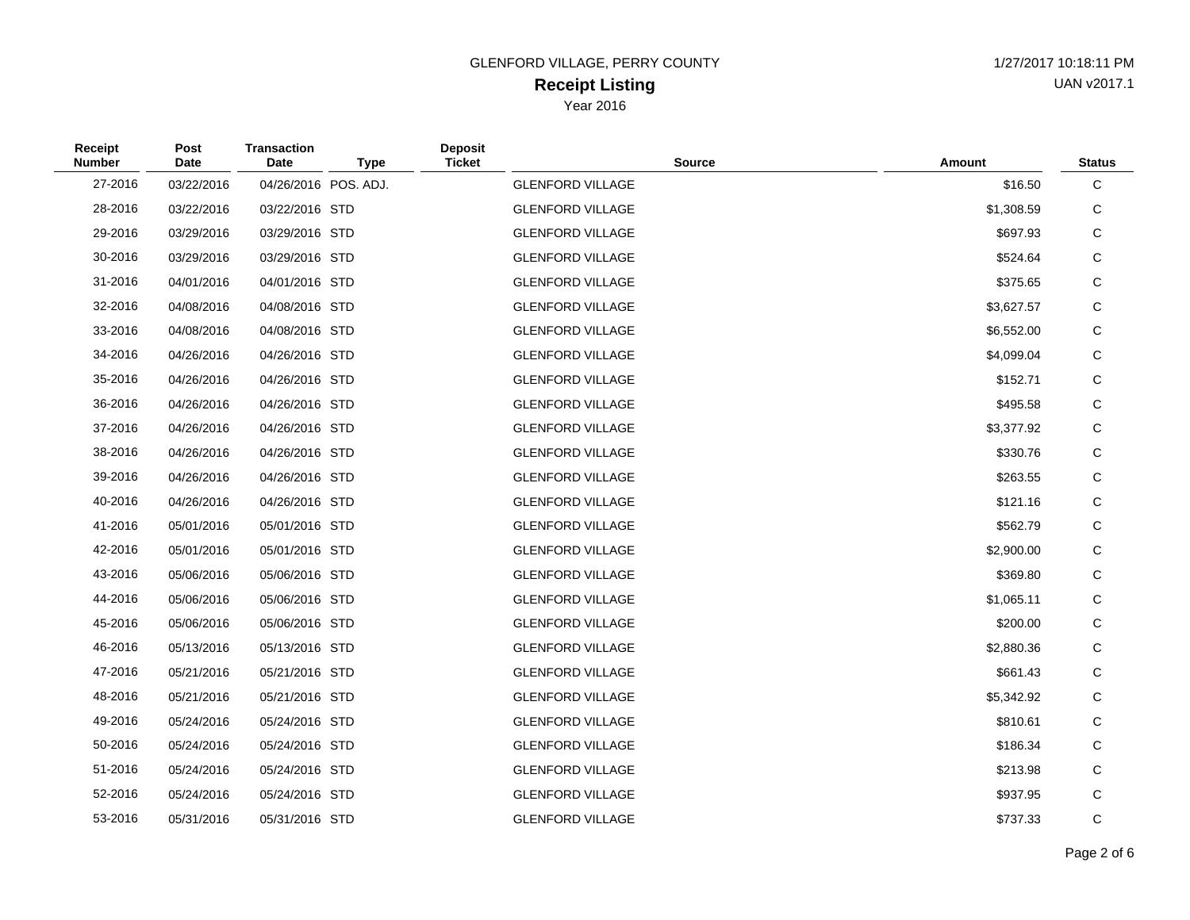GLENFORD VILLAGE, PERRY COUNTY

**Receipt Listing**

Year 2016

1/27/2017 10:18:11 PM

UAN v2017.1

| Receipt Number | Post Date | Transaction Date | Type | Deposit Ticket | Source | Amount | Status |
|---|---|---|---|---|---|---|---|
| 27-2016 | 03/22/2016 | 04/26/2016 | POS. ADJ. | | GLENFORD VILLAGE | $16.50 | C |
| 28-2016 | 03/22/2016 | 03/22/2016 | STD | | GLENFORD VILLAGE | $1,308.59 | C |
| 29-2016 | 03/29/2016 | 03/29/2016 | STD | | GLENFORD VILLAGE | $697.93 | C |
| 30-2016 | 03/29/2016 | 03/29/2016 | STD | | GLENFORD VILLAGE | $524.64 | C |
| 31-2016 | 04/01/2016 | 04/01/2016 | STD | | GLENFORD VILLAGE | $375.65 | C |
| 32-2016 | 04/08/2016 | 04/08/2016 | STD | | GLENFORD VILLAGE | $3,627.57 | C |
| 33-2016 | 04/08/2016 | 04/08/2016 | STD | | GLENFORD VILLAGE | $6,552.00 | C |
| 34-2016 | 04/26/2016 | 04/26/2016 | STD | | GLENFORD VILLAGE | $4,099.04 | C |
| 35-2016 | 04/26/2016 | 04/26/2016 | STD | | GLENFORD VILLAGE | $152.71 | C |
| 36-2016 | 04/26/2016 | 04/26/2016 | STD | | GLENFORD VILLAGE | $495.58 | C |
| 37-2016 | 04/26/2016 | 04/26/2016 | STD | | GLENFORD VILLAGE | $3,377.92 | C |
| 38-2016 | 04/26/2016 | 04/26/2016 | STD | | GLENFORD VILLAGE | $330.76 | C |
| 39-2016 | 04/26/2016 | 04/26/2016 | STD | | GLENFORD VILLAGE | $263.55 | C |
| 40-2016 | 04/26/2016 | 04/26/2016 | STD | | GLENFORD VILLAGE | $121.16 | C |
| 41-2016 | 05/01/2016 | 05/01/2016 | STD | | GLENFORD VILLAGE | $562.79 | C |
| 42-2016 | 05/01/2016 | 05/01/2016 | STD | | GLENFORD VILLAGE | $2,900.00 | C |
| 43-2016 | 05/06/2016 | 05/06/2016 | STD | | GLENFORD VILLAGE | $369.80 | C |
| 44-2016 | 05/06/2016 | 05/06/2016 | STD | | GLENFORD VILLAGE | $1,065.11 | C |
| 45-2016 | 05/06/2016 | 05/06/2016 | STD | | GLENFORD VILLAGE | $200.00 | C |
| 46-2016 | 05/13/2016 | 05/13/2016 | STD | | GLENFORD VILLAGE | $2,880.36 | C |
| 47-2016 | 05/21/2016 | 05/21/2016 | STD | | GLENFORD VILLAGE | $661.43 | C |
| 48-2016 | 05/21/2016 | 05/21/2016 | STD | | GLENFORD VILLAGE | $5,342.92 | C |
| 49-2016 | 05/24/2016 | 05/24/2016 | STD | | GLENFORD VILLAGE | $810.61 | C |
| 50-2016 | 05/24/2016 | 05/24/2016 | STD | | GLENFORD VILLAGE | $186.34 | C |
| 51-2016 | 05/24/2016 | 05/24/2016 | STD | | GLENFORD VILLAGE | $213.98 | C |
| 52-2016 | 05/24/2016 | 05/24/2016 | STD | | GLENFORD VILLAGE | $937.95 | C |
| 53-2016 | 05/31/2016 | 05/31/2016 | STD | | GLENFORD VILLAGE | $737.33 | C |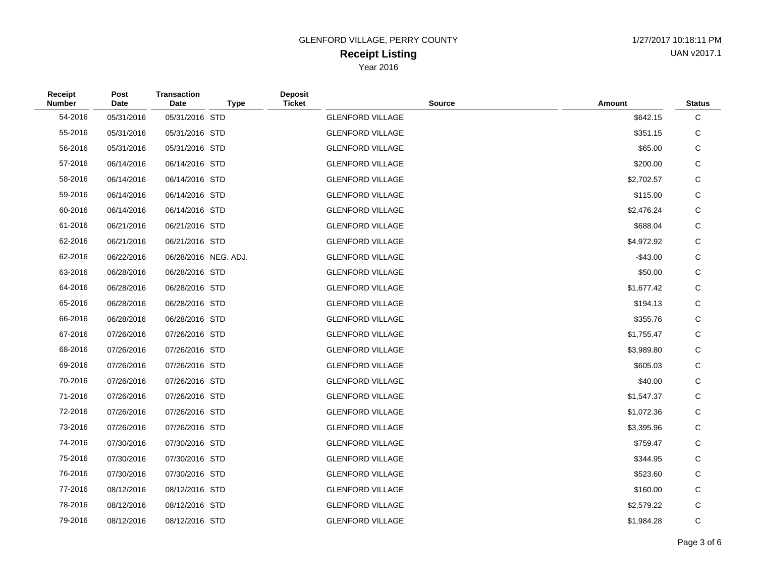GLENFORD VILLAGE, PERRY COUNTY

1/27/2017 10:18:11 PM

**Receipt Listing**

UAN v2017.1

Year 2016

| Receipt Number | Post Date | Transaction Date | Type | Deposit Ticket | Source | Amount | Status |
|---|---|---|---|---|---|---|---|
| 54-2016 | 05/31/2016 | 05/31/2016 | STD | | GLENFORD VILLAGE | $642.15 | C |
| 55-2016 | 05/31/2016 | 05/31/2016 | STD | | GLENFORD VILLAGE | $351.15 | C |
| 56-2016 | 05/31/2016 | 05/31/2016 | STD | | GLENFORD VILLAGE | $65.00 | C |
| 57-2016 | 06/14/2016 | 06/14/2016 | STD | | GLENFORD VILLAGE | $200.00 | C |
| 58-2016 | 06/14/2016 | 06/14/2016 | STD | | GLENFORD VILLAGE | $2,702.57 | C |
| 59-2016 | 06/14/2016 | 06/14/2016 | STD | | GLENFORD VILLAGE | $115.00 | C |
| 60-2016 | 06/14/2016 | 06/14/2016 | STD | | GLENFORD VILLAGE | $2,476.24 | C |
| 61-2016 | 06/21/2016 | 06/21/2016 | STD | | GLENFORD VILLAGE | $688.04 | C |
| 62-2016 | 06/21/2016 | 06/21/2016 | STD | | GLENFORD VILLAGE | $4,972.92 | C |
| 62-2016 | 06/22/2016 | 06/28/2016 | NEG. ADJ. | | GLENFORD VILLAGE | -$43.00 | C |
| 63-2016 | 06/28/2016 | 06/28/2016 | STD | | GLENFORD VILLAGE | $50.00 | C |
| 64-2016 | 06/28/2016 | 06/28/2016 | STD | | GLENFORD VILLAGE | $1,677.42 | C |
| 65-2016 | 06/28/2016 | 06/28/2016 | STD | | GLENFORD VILLAGE | $194.13 | C |
| 66-2016 | 06/28/2016 | 06/28/2016 | STD | | GLENFORD VILLAGE | $355.76 | C |
| 67-2016 | 07/26/2016 | 07/26/2016 | STD | | GLENFORD VILLAGE | $1,755.47 | C |
| 68-2016 | 07/26/2016 | 07/26/2016 | STD | | GLENFORD VILLAGE | $3,989.80 | C |
| 69-2016 | 07/26/2016 | 07/26/2016 | STD | | GLENFORD VILLAGE | $605.03 | C |
| 70-2016 | 07/26/2016 | 07/26/2016 | STD | | GLENFORD VILLAGE | $40.00 | C |
| 71-2016 | 07/26/2016 | 07/26/2016 | STD | | GLENFORD VILLAGE | $1,547.37 | C |
| 72-2016 | 07/26/2016 | 07/26/2016 | STD | | GLENFORD VILLAGE | $1,072.36 | C |
| 73-2016 | 07/26/2016 | 07/26/2016 | STD | | GLENFORD VILLAGE | $3,395.96 | C |
| 74-2016 | 07/30/2016 | 07/30/2016 | STD | | GLENFORD VILLAGE | $759.47 | C |
| 75-2016 | 07/30/2016 | 07/30/2016 | STD | | GLENFORD VILLAGE | $344.95 | C |
| 76-2016 | 07/30/2016 | 07/30/2016 | STD | | GLENFORD VILLAGE | $523.60 | C |
| 77-2016 | 08/12/2016 | 08/12/2016 | STD | | GLENFORD VILLAGE | $160.00 | C |
| 78-2016 | 08/12/2016 | 08/12/2016 | STD | | GLENFORD VILLAGE | $2,579.22 | C |
| 79-2016 | 08/12/2016 | 08/12/2016 | STD | | GLENFORD VILLAGE | $1,984.28 | C |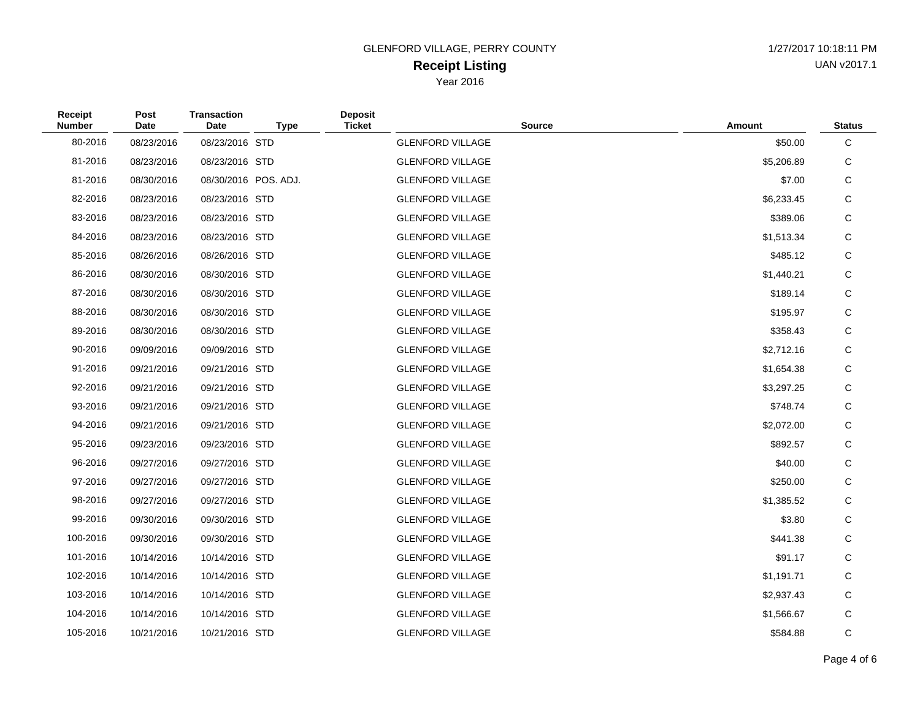GLENFORD VILLAGE, PERRY COUNTY

# Receipt Listing

Year 2016

1/27/2017 10:18:11 PM

UAN v2017.1

| Receipt Number | Post Date | Transaction Date | Type | Deposit Ticket | Source | Amount | Status |
|---|---|---|---|---|---|---|---|
| 80-2016 | 08/23/2016 | 08/23/2016 | STD | | GLENFORD VILLAGE | $50.00 | C |
| 81-2016 | 08/23/2016 | 08/23/2016 | STD | | GLENFORD VILLAGE | $5,206.89 | C |
| 81-2016 | 08/30/2016 | 08/30/2016 | POS. ADJ. | | GLENFORD VILLAGE | $7.00 | C |
| 82-2016 | 08/23/2016 | 08/23/2016 | STD | | GLENFORD VILLAGE | $6,233.45 | C |
| 83-2016 | 08/23/2016 | 08/23/2016 | STD | | GLENFORD VILLAGE | $389.06 | C |
| 84-2016 | 08/23/2016 | 08/23/2016 | STD | | GLENFORD VILLAGE | $1,513.34 | C |
| 85-2016 | 08/26/2016 | 08/26/2016 | STD | | GLENFORD VILLAGE | $485.12 | C |
| 86-2016 | 08/30/2016 | 08/30/2016 | STD | | GLENFORD VILLAGE | $1,440.21 | C |
| 87-2016 | 08/30/2016 | 08/30/2016 | STD | | GLENFORD VILLAGE | $189.14 | C |
| 88-2016 | 08/30/2016 | 08/30/2016 | STD | | GLENFORD VILLAGE | $195.97 | C |
| 89-2016 | 08/30/2016 | 08/30/2016 | STD | | GLENFORD VILLAGE | $358.43 | C |
| 90-2016 | 09/09/2016 | 09/09/2016 | STD | | GLENFORD VILLAGE | $2,712.16 | C |
| 91-2016 | 09/21/2016 | 09/21/2016 | STD | | GLENFORD VILLAGE | $1,654.38 | C |
| 92-2016 | 09/21/2016 | 09/21/2016 | STD | | GLENFORD VILLAGE | $3,297.25 | C |
| 93-2016 | 09/21/2016 | 09/21/2016 | STD | | GLENFORD VILLAGE | $748.74 | C |
| 94-2016 | 09/21/2016 | 09/21/2016 | STD | | GLENFORD VILLAGE | $2,072.00 | C |
| 95-2016 | 09/23/2016 | 09/23/2016 | STD | | GLENFORD VILLAGE | $892.57 | C |
| 96-2016 | 09/27/2016 | 09/27/2016 | STD | | GLENFORD VILLAGE | $40.00 | C |
| 97-2016 | 09/27/2016 | 09/27/2016 | STD | | GLENFORD VILLAGE | $250.00 | C |
| 98-2016 | 09/27/2016 | 09/27/2016 | STD | | GLENFORD VILLAGE | $1,385.52 | C |
| 99-2016 | 09/30/2016 | 09/30/2016 | STD | | GLENFORD VILLAGE | $3.80 | C |
| 100-2016 | 09/30/2016 | 09/30/2016 | STD | | GLENFORD VILLAGE | $441.38 | C |
| 101-2016 | 10/14/2016 | 10/14/2016 | STD | | GLENFORD VILLAGE | $91.17 | C |
| 102-2016 | 10/14/2016 | 10/14/2016 | STD | | GLENFORD VILLAGE | $1,191.71 | C |
| 103-2016 | 10/14/2016 | 10/14/2016 | STD | | GLENFORD VILLAGE | $2,937.43 | C |
| 104-2016 | 10/14/2016 | 10/14/2016 | STD | | GLENFORD VILLAGE | $1,566.67 | C |
| 105-2016 | 10/21/2016 | 10/21/2016 | STD | | GLENFORD VILLAGE | $584.88 | C |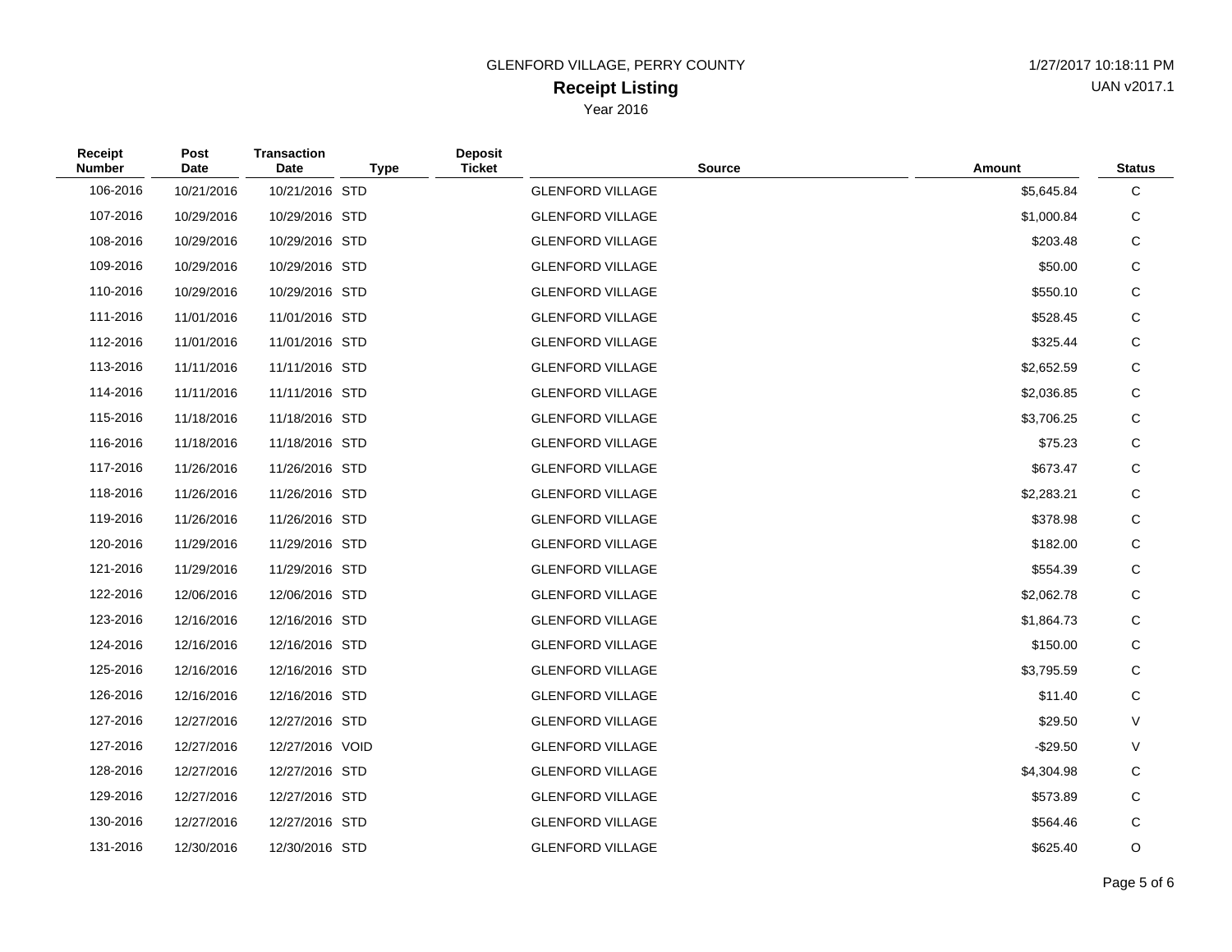GLENFORD VILLAGE, PERRY COUNTY

**Receipt Listing**

Year 2016

| Receipt Number | Post Date | Transaction Date | Type | Deposit Ticket | Source | Amount | Status |
|---|---|---|---|---|---|---|---|
| 106-2016 | 10/21/2016 | 10/21/2016 | STD | | GLENFORD VILLAGE | $5,645.84 | C |
| 107-2016 | 10/29/2016 | 10/29/2016 | STD | | GLENFORD VILLAGE | $1,000.84 | C |
| 108-2016 | 10/29/2016 | 10/29/2016 | STD | | GLENFORD VILLAGE | $203.48 | C |
| 109-2016 | 10/29/2016 | 10/29/2016 | STD | | GLENFORD VILLAGE | $50.00 | C |
| 110-2016 | 10/29/2016 | 10/29/2016 | STD | | GLENFORD VILLAGE | $550.10 | C |
| 111-2016 | 11/01/2016 | 11/01/2016 | STD | | GLENFORD VILLAGE | $528.45 | C |
| 112-2016 | 11/01/2016 | 11/01/2016 | STD | | GLENFORD VILLAGE | $325.44 | C |
| 113-2016 | 11/11/2016 | 11/11/2016 | STD | | GLENFORD VILLAGE | $2,652.59 | C |
| 114-2016 | 11/11/2016 | 11/11/2016 | STD | | GLENFORD VILLAGE | $2,036.85 | C |
| 115-2016 | 11/18/2016 | 11/18/2016 | STD | | GLENFORD VILLAGE | $3,706.25 | C |
| 116-2016 | 11/18/2016 | 11/18/2016 | STD | | GLENFORD VILLAGE | $75.23 | C |
| 117-2016 | 11/26/2016 | 11/26/2016 | STD | | GLENFORD VILLAGE | $673.47 | C |
| 118-2016 | 11/26/2016 | 11/26/2016 | STD | | GLENFORD VILLAGE | $2,283.21 | C |
| 119-2016 | 11/26/2016 | 11/26/2016 | STD | | GLENFORD VILLAGE | $378.98 | C |
| 120-2016 | 11/29/2016 | 11/29/2016 | STD | | GLENFORD VILLAGE | $182.00 | C |
| 121-2016 | 11/29/2016 | 11/29/2016 | STD | | GLENFORD VILLAGE | $554.39 | C |
| 122-2016 | 12/06/2016 | 12/06/2016 | STD | | GLENFORD VILLAGE | $2,062.78 | C |
| 123-2016 | 12/16/2016 | 12/16/2016 | STD | | GLENFORD VILLAGE | $1,864.73 | C |
| 124-2016 | 12/16/2016 | 12/16/2016 | STD | | GLENFORD VILLAGE | $150.00 | C |
| 125-2016 | 12/16/2016 | 12/16/2016 | STD | | GLENFORD VILLAGE | $3,795.59 | C |
| 126-2016 | 12/16/2016 | 12/16/2016 | STD | | GLENFORD VILLAGE | $11.40 | C |
| 127-2016 | 12/27/2016 | 12/27/2016 | STD | | GLENFORD VILLAGE | $29.50 | V |
| 127-2016 | 12/27/2016 | 12/27/2016 | VOID | | GLENFORD VILLAGE | -$29.50 | V |
| 128-2016 | 12/27/2016 | 12/27/2016 | STD | | GLENFORD VILLAGE | $4,304.98 | C |
| 129-2016 | 12/27/2016 | 12/27/2016 | STD | | GLENFORD VILLAGE | $573.89 | C |
| 130-2016 | 12/27/2016 | 12/27/2016 | STD | | GLENFORD VILLAGE | $564.46 | C |
| 131-2016 | 12/30/2016 | 12/30/2016 | STD | | GLENFORD VILLAGE | $625.40 | O |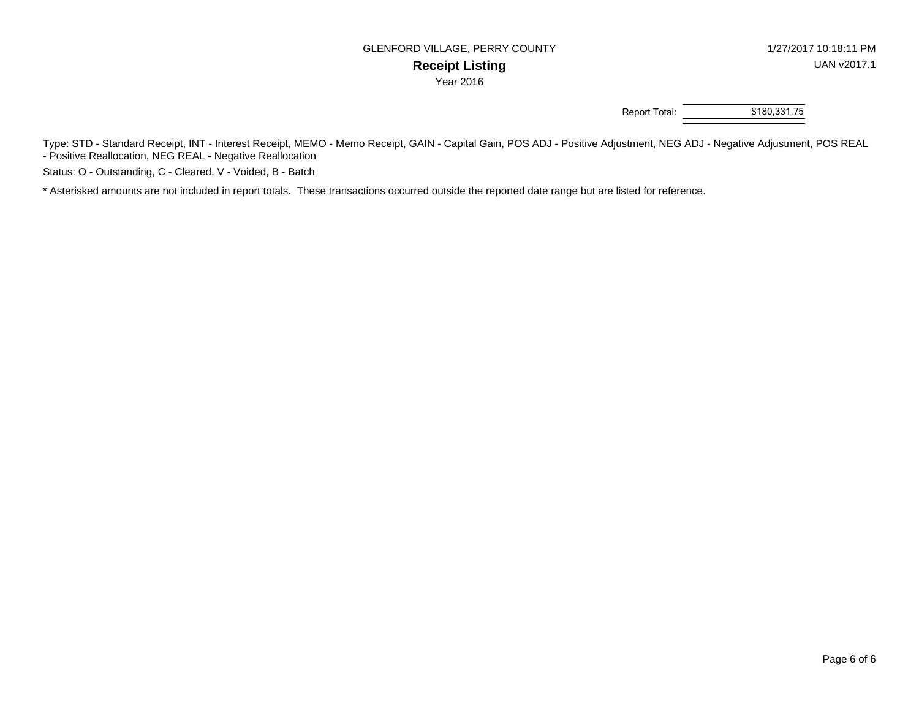GLENFORD VILLAGE, PERRY COUNTY

# Receipt Listing

Year 2016

Report Total: $180,331.75

Type: STD - Standard Receipt, INT - Interest Receipt, MEMO - Memo Receipt, GAIN - Capital Gain, POS ADJ - Positive Adjustment, NEG ADJ - Negative Adjustment, POS REAL - Positive Reallocation, NEG REAL - Negative Reallocation

Status: O - Outstanding, C - Cleared, V - Voided, B - Batch

* Asterisked amounts are not included in report totals. These transactions occurred outside the reported date range but are listed for reference.